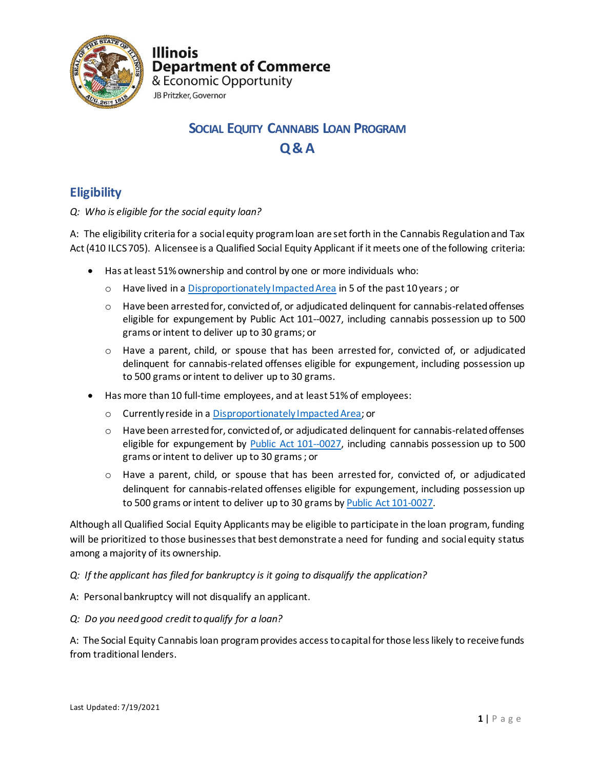Illinois
Department of Commerce
& Economic Opportunity
JB Pritzker, Governor

# Social Equity Cannabis Loan Program

# Q & A

## Eligibility

*Q: Who is eligible for the social equity loan?*

A: The eligibility criteria for a social equity program loan are set forth in the Cannabis Regulation and Tax Act (410 ILCS 705). A licensee is a Qualified Social Equity Applicant if it meets one of the following criteria:

- Has at least 51% ownership and control by one or more individuals who:
  - Have lived in a [Disproportionately Impacted Area]() in 5 of the past 10 years ; or
  - Have been arrested for, convicted of, or adjudicated delinquent for cannabis-related offenses eligible for expungement by Public Act 101--0027, including cannabis possession up to 500 grams or intent to deliver up to 30 grams; or
  - Have a parent, child, or spouse that has been arrested for, convicted of, or adjudicated delinquent for cannabis-related offenses eligible for expungement, including possession up to 500 grams or intent to deliver up to 30 grams.
- Has more than 10 full-time employees, and at least 51% of employees:
  - Currently reside in a [Disproportionately Impacted Area](); or
  - Have been arrested for, convicted of, or adjudicated delinquent for cannabis-related offenses eligible for expungement by [Public Act 101--0027](), including cannabis possession up to 500 grams or intent to deliver up to 30 grams ; or
  - Have a parent, child, or spouse that has been arrested for, convicted of, or adjudicated delinquent for cannabis-related offenses eligible for expungement, including possession up to 500 grams or intent to deliver up to 30 grams by [Public Act 101-0027]().

Although all Qualified Social Equity Applicants may be eligible to participate in the loan program, funding will be prioritized to those businesses that best demonstrate a need for funding and social equity status among a majority of its ownership.

*Q: If the applicant has filed for bankruptcy is it going to disqualify the application?*

A: Personal bankruptcy will not disqualify an applicant.

*Q: Do you need good credit to qualify for a loan?*

A: The Social Equity Cannabis loan program provides access to capital for those less likely to receive funds from traditional lenders.

Last Updated: 7/19/2021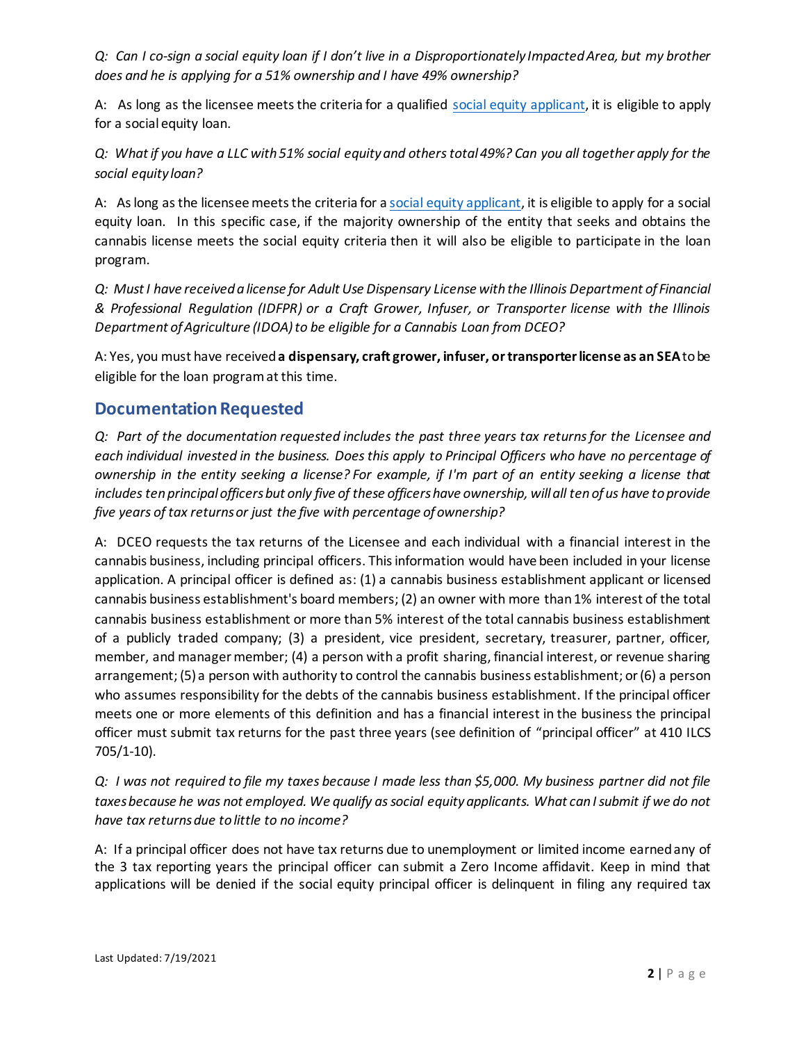*Q: Can I co-sign a social equity loan if I don't live in a Disproportionately Impacted Area, but my brother does and he is applying for a 51% ownership and I have 49% ownership?*

A: As long as the licensee meets the criteria for a qualified social equity applicant, it is eligible to apply for a social equity loan.

*Q: What if you have a LLC with 51% social equity and others total 49%? Can you all together apply for the social equity loan?*

A: As long as the licensee meets the criteria for a social equity applicant, it is eligible to apply for a social equity loan. In this specific case, if the majority ownership of the entity that seeks and obtains the cannabis license meets the social equity criteria then it will also be eligible to participate in the loan program.

*Q: Must I have received a license for Adult Use Dispensary License with the Illinois Department of Financial & Professional Regulation (IDFPR) or a Craft Grower, Infuser, or Transporter license with the Illinois Department of Agriculture (IDOA) to be eligible for a Cannabis Loan from DCEO?*

A: Yes, you must have received **a dispensary, craft grower, infuser, or transporter license as an SEA** to be eligible for the loan program at this time.

## Documentation Requested

*Q: Part of the documentation requested includes the past three years tax returns for the Licensee and each individual invested in the business. Does this apply to Principal Officers who have no percentage of ownership in the entity seeking a license? For example, if I'm part of an entity seeking a license that includes ten principal officers but only five of these officers have ownership, will all ten of us have to provide five years of tax returns or just the five with percentage of ownership?*

A: DCEO requests the tax returns of the Licensee and each individual with a financial interest in the cannabis business, including principal officers. This information would have been included in your license application. A principal officer is defined as: (1) a cannabis business establishment applicant or licensed cannabis business establishment's board members; (2) an owner with more than 1% interest of the total cannabis business establishment or more than 5% interest of the total cannabis business establishment of a publicly traded company; (3) a president, vice president, secretary, treasurer, partner, officer, member, and manager member; (4) a person with a profit sharing, financial interest, or revenue sharing arrangement; (5) a person with authority to control the cannabis business establishment; or (6) a person who assumes responsibility for the debts of the cannabis business establishment. If the principal officer meets one or more elements of this definition and has a financial interest in the business the principal officer must submit tax returns for the past three years (see definition of "principal officer" at 410 ILCS 705/1-10).

*Q: I was not required to file my taxes because I made less than $5,000. My business partner did not file taxes because he was not employed. We qualify as social equity applicants. What can I submit if we do not have tax returns due to little to no income?*

A: If a principal officer does not have tax returns due to unemployment or limited income earned any of the 3 tax reporting years the principal officer can submit a Zero Income affidavit. Keep in mind that applications will be denied if the social equity principal officer is delinquent in filing any required tax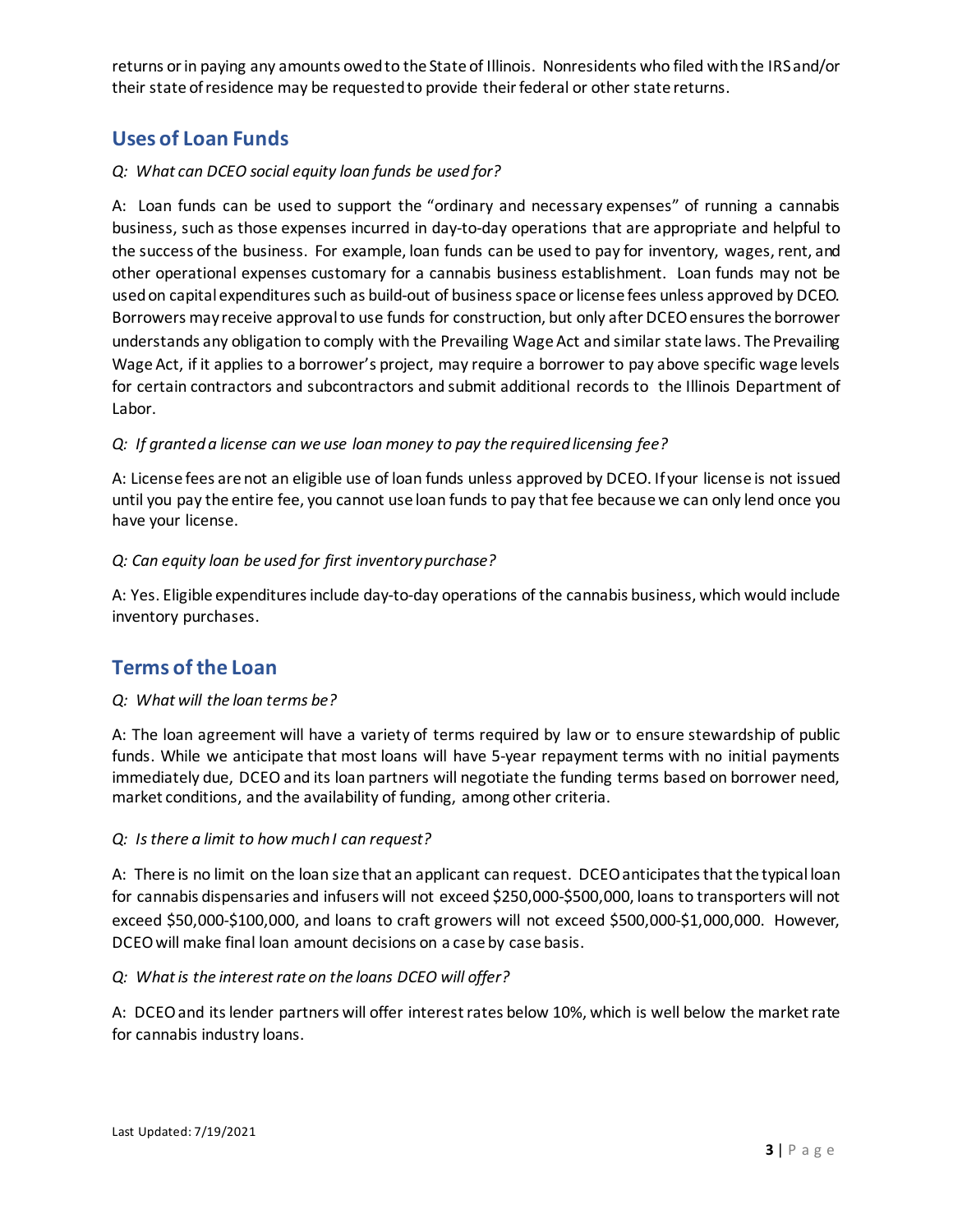returns or in paying any amounts owed to the State of Illinois. Nonresidents who filed with the IRS and/or their state of residence may be requested to provide their federal or other state returns.

## Uses of Loan Funds

*Q: What can DCEO social equity loan funds be used for?*

A: Loan funds can be used to support the "ordinary and necessary expenses" of running a cannabis business, such as those expenses incurred in day-to-day operations that are appropriate and helpful to the success of the business. For example, loan funds can be used to pay for inventory, wages, rent, and other operational expenses customary for a cannabis business establishment. Loan funds may not be used on capital expenditures such as build-out of business space or license fees unless approved by DCEO. Borrowers may receive approval to use funds for construction, but only after DCEO ensures the borrower understands any obligation to comply with the Prevailing Wage Act and similar state laws. The Prevailing Wage Act, if it applies to a borrower's project, may require a borrower to pay above specific wage levels for certain contractors and subcontractors and submit additional records to the Illinois Department of Labor.

*Q: If granted a license can we use loan money to pay the required licensing fee?*

A: License fees are not an eligible use of loan funds unless approved by DCEO. If your license is not issued until you pay the entire fee, you cannot use loan funds to pay that fee because we can only lend once you have your license.

*Q: Can equity loan be used for first inventory purchase?*

A: Yes. Eligible expenditures include day-to-day operations of the cannabis business, which would include inventory purchases.

## Terms of the Loan

*Q: What will the loan terms be?*

A: The loan agreement will have a variety of terms required by law or to ensure stewardship of public funds. While we anticipate that most loans will have 5-year repayment terms with no initial payments immediately due, DCEO and its loan partners will negotiate the funding terms based on borrower need, market conditions, and the availability of funding, among other criteria.

*Q: Is there a limit to how much I can request?*

A: There is no limit on the loan size that an applicant can request. DCEO anticipates that the typical loan for cannabis dispensaries and infusers will not exceed $250,000-$500,000, loans to transporters will not exceed $50,000-$100,000, and loans to craft growers will not exceed $500,000-$1,000,000. However, DCEO will make final loan amount decisions on a case by case basis.

*Q: What is the interest rate on the loans DCEO will offer?*

A: DCEO and its lender partners will offer interest rates below 10%, which is well below the market rate for cannabis industry loans.

Last Updated: 7/19/2021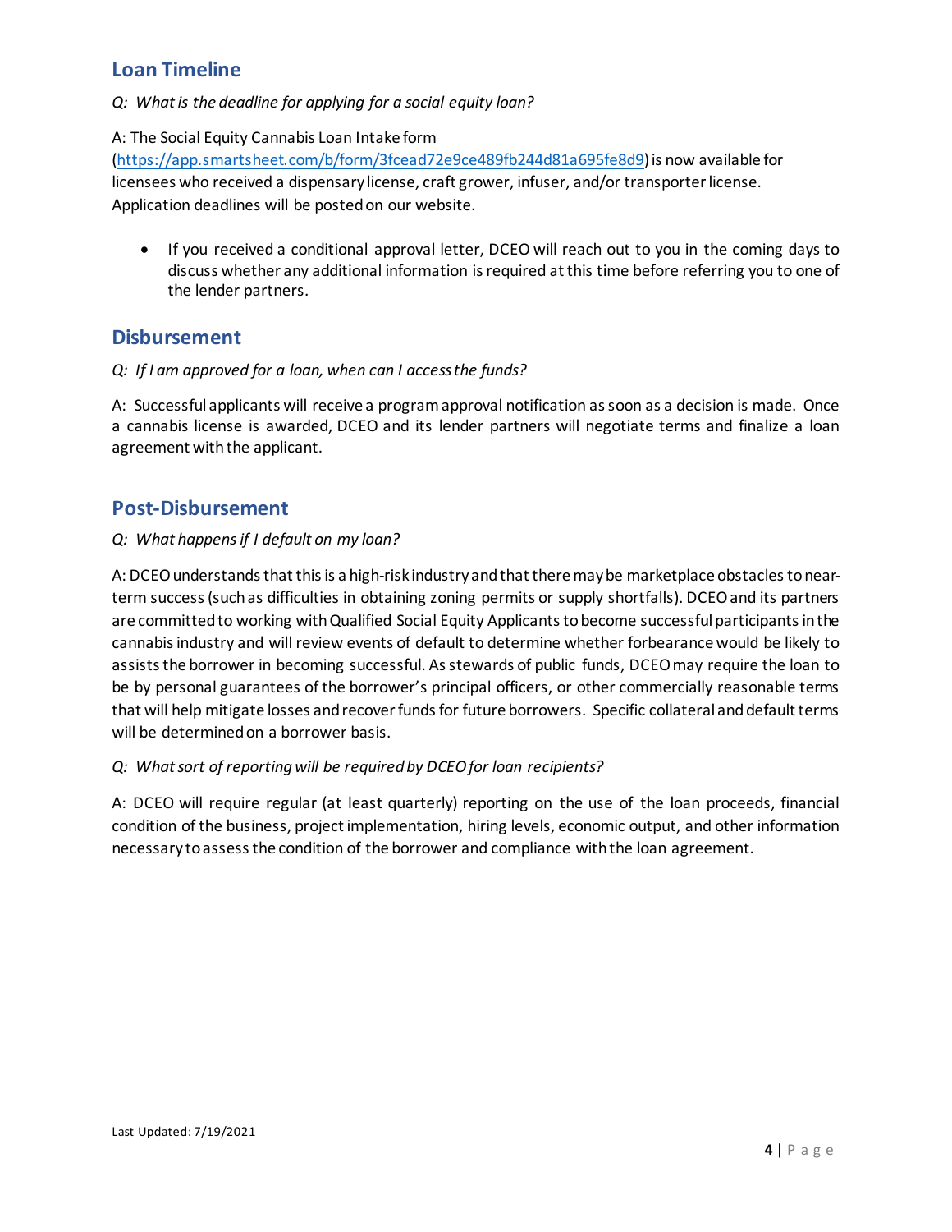## Loan Timeline

*Q: What is the deadline for applying for a social equity loan?*

A: The Social Equity Cannabis Loan Intake form (https://app.smartsheet.com/b/form/3fcead72e9ce489fb244d81a695fe8d9) is now available for licensees who received a dispensary license, craft grower, infuser, and/or transporter license. Application deadlines will be posted on our website.

- If you received a conditional approval letter, DCEO will reach out to you in the coming days to discuss whether any additional information is required at this time before referring you to one of the lender partners.

## Disbursement

*Q: If I am approved for a loan, when can I access the funds?*

A: Successful applicants will receive a program approval notification as soon as a decision is made. Once a cannabis license is awarded, DCEO and its lender partners will negotiate terms and finalize a loan agreement with the applicant.

## Post-Disbursement

*Q: What happens if I default on my loan?*

A: DCEO understands that this is a high-risk industry and that there may be marketplace obstacles to near-term success (such as difficulties in obtaining zoning permits or supply shortfalls). DCEO and its partners are committed to working with Qualified Social Equity Applicants to become successful participants in the cannabis industry and will review events of default to determine whether forbearance would be likely to assists the borrower in becoming successful. As stewards of public funds, DCEO may require the loan to be by personal guarantees of the borrower's principal officers, or other commercially reasonable terms that will help mitigate losses and recover funds for future borrowers. Specific collateral and default terms will be determined on a borrower basis.

*Q: What sort of reporting will be required by DCEO for loan recipients?*

A: DCEO will require regular (at least quarterly) reporting on the use of the loan proceeds, financial condition of the business, project implementation, hiring levels, economic output, and other information necessary to assess the condition of the borrower and compliance with the loan agreement.

Last Updated: 7/19/2021